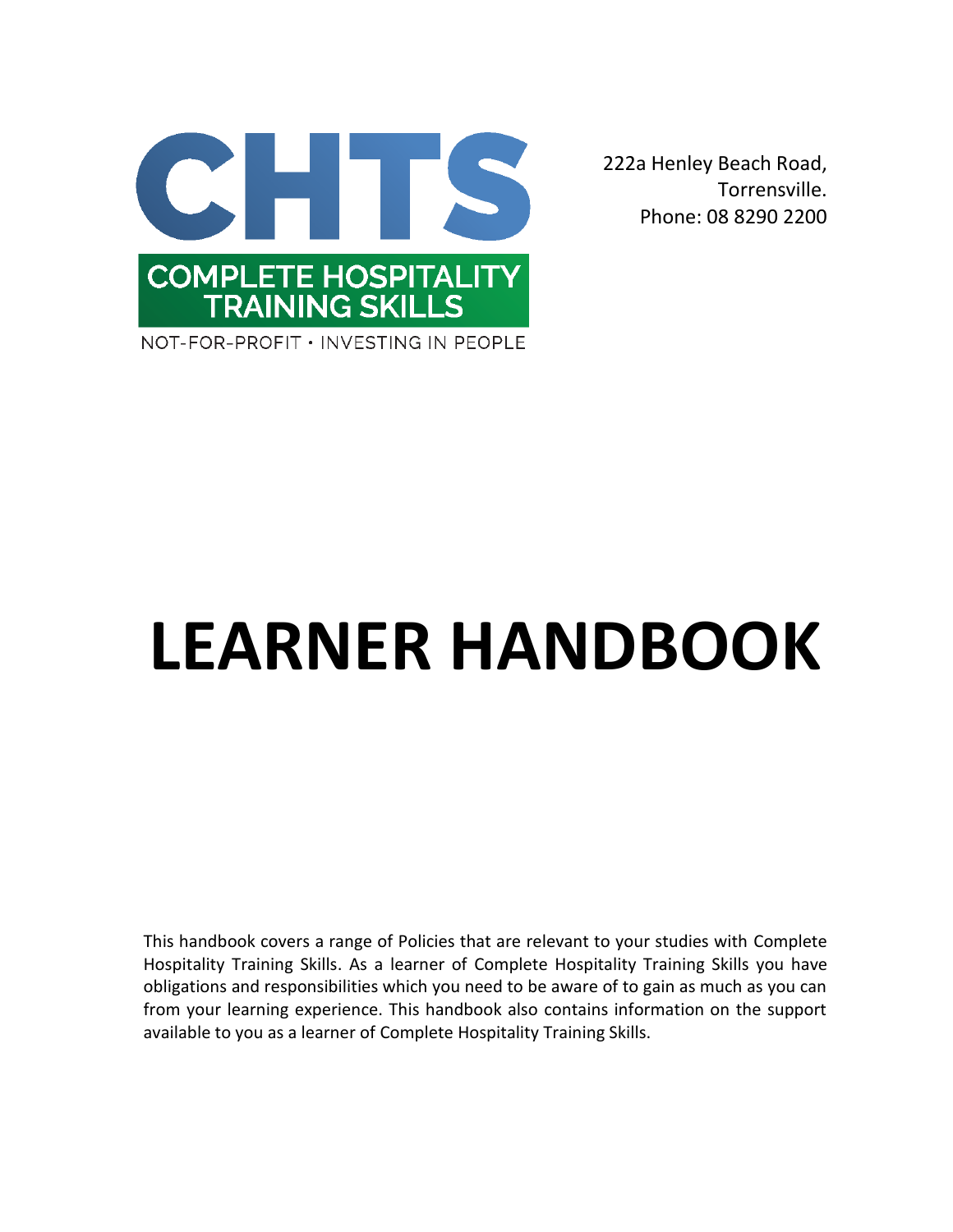CHTS

COMPLETE HOSPITALITY TRAINING SKILLS

NOT-FOR-PROFIT • INVESTING IN PEOPLE

222a Henley Beach Road,
Torrensville.
Phone: 08 8290 2200

# LEARNER HANDBOOK

This handbook covers a range of Policies that are relevant to your studies with Complete Hospitality Training Skills. As a learner of Complete Hospitality Training Skills you have obligations and responsibilities which you need to be aware of to gain as much as you can from your learning experience. This handbook also contains information on the support available to you as a learner of Complete Hospitality Training Skills.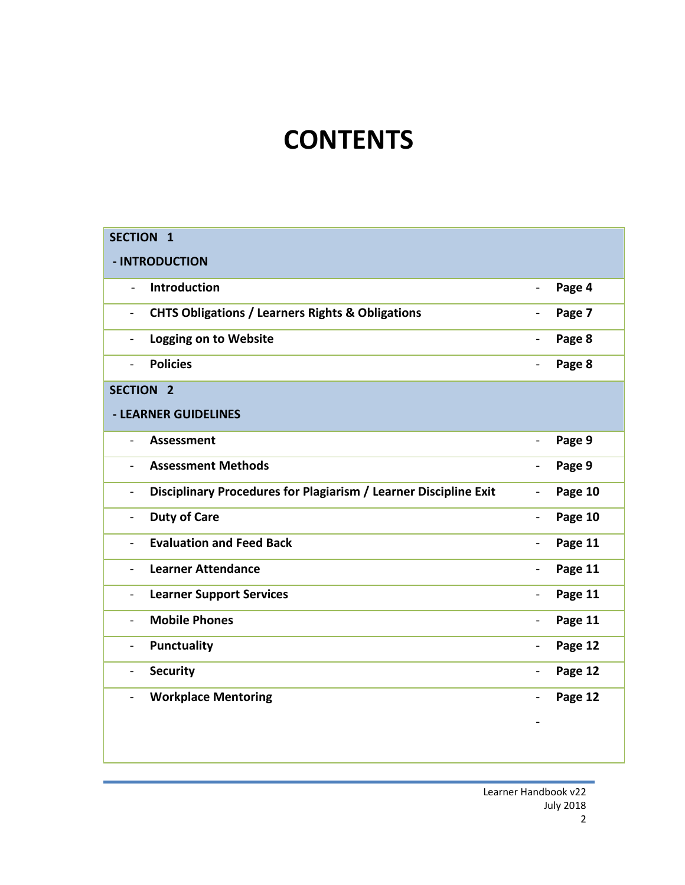# CONTENTS

| SECTION 1 - INTRODUCTION | |
|---|---|
| - **Introduction** | - **Page 4** |
| - **CHTS Obligations / Learners Rights & Obligations** | - **Page 7** |
| - **Logging on to Website** | - **Page 8** |
| - **Policies** | - **Page 8** |
| **SECTION 2 - LEARNER GUIDELINES** | |
| - **Assessment** | - **Page 9** |
| - **Assessment Methods** | - **Page 9** |
| - **Disciplinary Procedures for Plagiarism / Learner Discipline Exit** | - **Page 10** |
| - **Duty of Care** | - **Page 10** |
| - **Evaluation and Feed Back** | - **Page 11** |
| - **Learner Attendance** | - **Page 11** |
| - **Learner Support Services** | - **Page 11** |
| - **Mobile Phones** | - **Page 11** |
| - **Punctuality** | - **Page 12** |
| - **Security** | - **Page 12** |
| - **Workplace Mentoring** | - **Page 12** |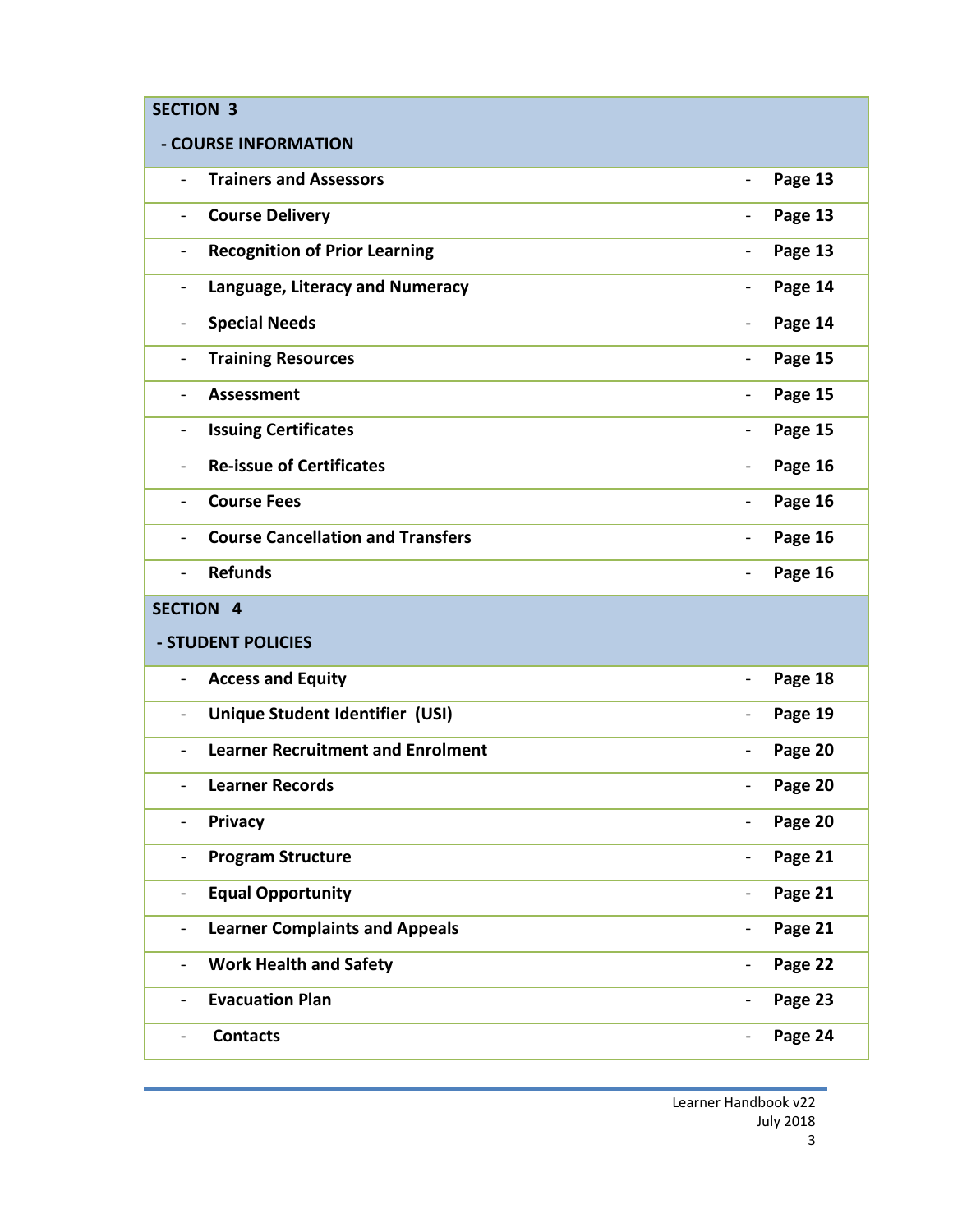| SECTION 3 | |
|---|---|
| **- COURSE INFORMATION** | |
| - **Trainers and Assessors** | - **Page 13** |
| - **Course Delivery** | - **Page 13** |
| - **Recognition of Prior Learning** | - **Page 13** |
| - **Language, Literacy and Numeracy** | - **Page 14** |
| - **Special Needs** | - **Page 14** |
| - **Training Resources** | - **Page 15** |
| - **Assessment** | - **Page 15** |
| - **Issuing Certificates** | - **Page 15** |
| - **Re-issue of Certificates** | - **Page 16** |
| - **Course Fees** | - **Page 16** |
| - **Course Cancellation and Transfers** | - **Page 16** |
| - **Refunds** | - **Page 16** |
| **SECTION 4** | |
| **- STUDENT POLICIES** | |
| - **Access and Equity** | - **Page 18** |
| - **Unique Student Identifier (USI)** | - **Page 19** |
| - **Learner Recruitment and Enrolment** | - **Page 20** |
| - **Learner Records** | - **Page 20** |
| - **Privacy** | - **Page 20** |
| - **Program Structure** | - **Page 21** |
| - **Equal Opportunity** | - **Page 21** |
| - **Learner Complaints and Appeals** | - **Page 21** |
| - **Work Health and Safety** | - **Page 22** |
| - **Evacuation Plan** | - **Page 23** |
| - **Contacts** | - **Page 24** |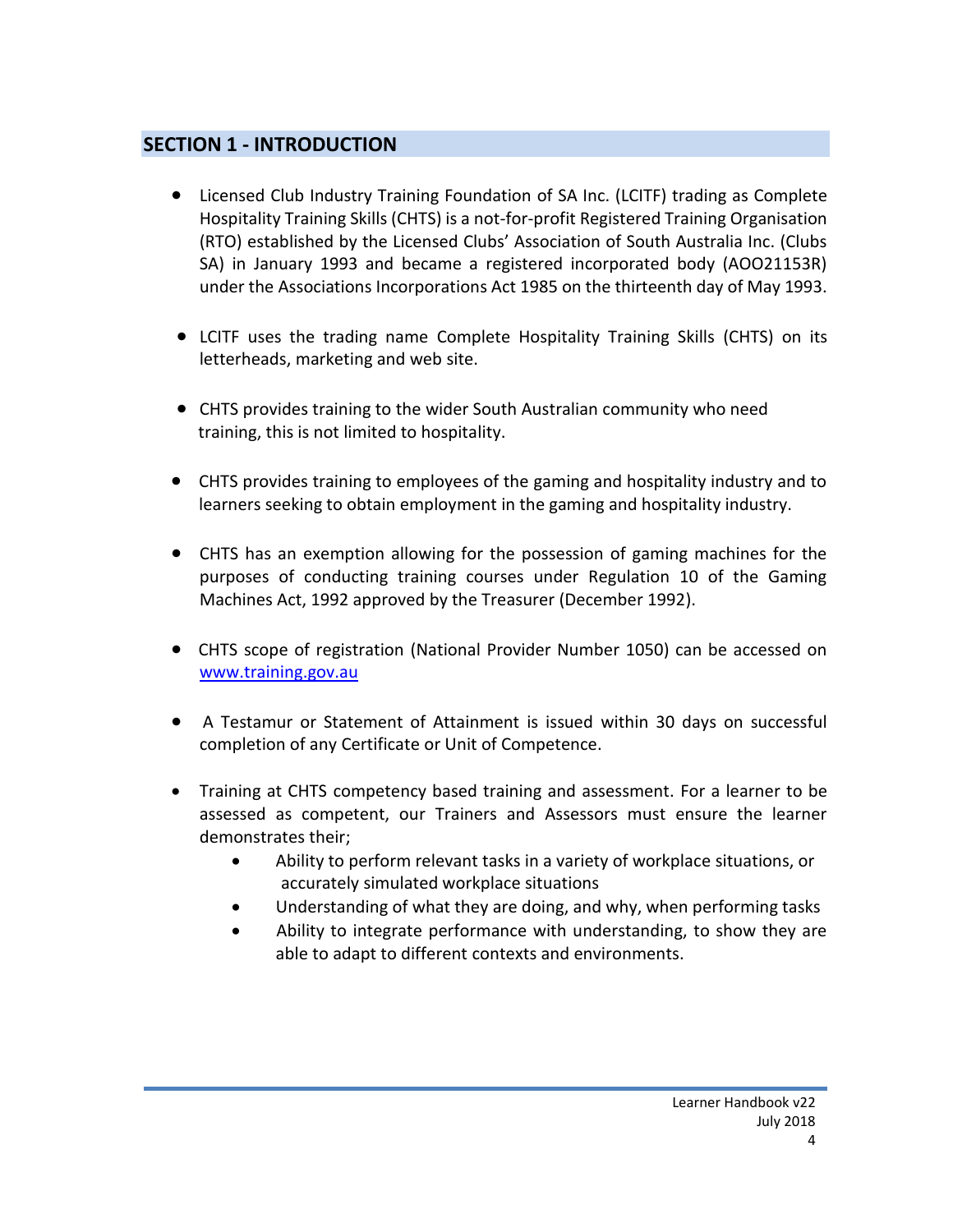## SECTION 1 - INTRODUCTION

- Licensed Club Industry Training Foundation of SA Inc. (LCITF) trading as Complete Hospitality Training Skills (CHTS) is a not-for-profit Registered Training Organisation (RTO) established by the Licensed Clubs' Association of South Australia Inc. (Clubs SA) in January 1993 and became a registered incorporated body (AOO21153R) under the Associations Incorporations Act 1985 on the thirteenth day of May 1993.

- LCITF uses the trading name Complete Hospitality Training Skills (CHTS) on its letterheads, marketing and web site.

- CHTS provides training to the wider South Australian community who need training, this is not limited to hospitality.

- CHTS provides training to employees of the gaming and hospitality industry and to learners seeking to obtain employment in the gaming and hospitality industry.

- CHTS has an exemption allowing for the possession of gaming machines for the purposes of conducting training courses under Regulation 10 of the Gaming Machines Act, 1992 approved by the Treasurer (December 1992).

- CHTS scope of registration (National Provider Number 1050) can be accessed on [www.training.gov.au](http://www.training.gov.au)

- A Testamur or Statement of Attainment is issued within 30 days on successful completion of any Certificate or Unit of Competence.

- Training at CHTS competency based training and assessment. For a learner to be assessed as competent, our Trainers and Assessors must ensure the learner demonstrates their;
  - Ability to perform relevant tasks in a variety of workplace situations, or accurately simulated workplace situations
  - Understanding of what they are doing, and why, when performing tasks
  - Ability to integrate performance with understanding, to show they are able to adapt to different contexts and environments.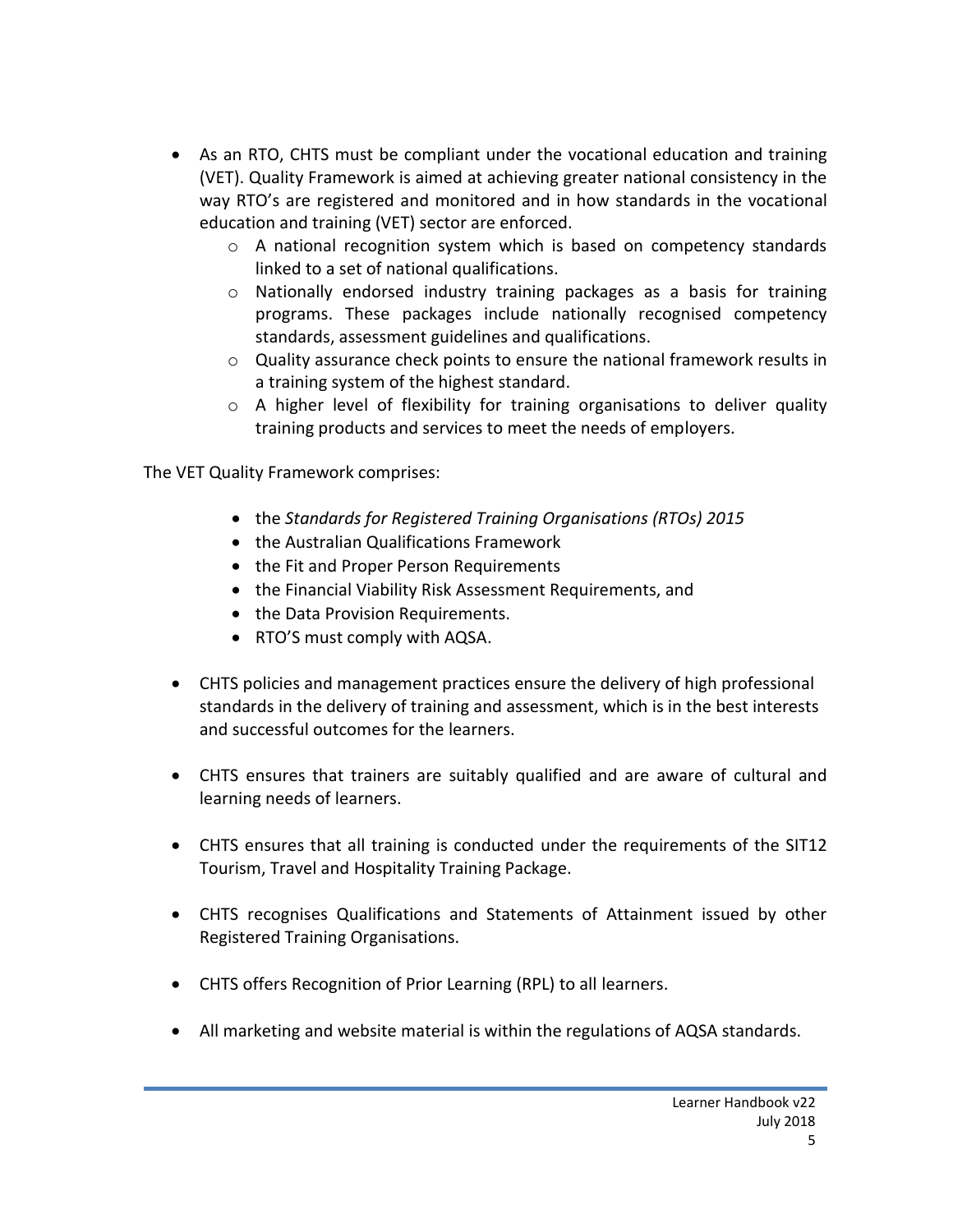- As an RTO, CHTS must be compliant under the vocational education and training (VET). Quality Framework is aimed at achieving greater national consistency in the way RTO's are registered and monitored and in how standards in the vocational education and training (VET) sector are enforced.
    - A national recognition system which is based on competency standards linked to a set of national qualifications.
    - Nationally endorsed industry training packages as a basis for training programs. These packages include nationally recognised competency standards, assessment guidelines and qualifications.
    - Quality assurance check points to ensure the national framework results in a training system of the highest standard.
    - A higher level of flexibility for training organisations to deliver quality training products and services to meet the needs of employers.

The VET Quality Framework comprises:

- the *Standards for Registered Training Organisations (RTOs) 2015*
- the Australian Qualifications Framework
- the Fit and Proper Person Requirements
- the Financial Viability Risk Assessment Requirements, and
- the Data Provision Requirements.
- RTO'S must comply with AQSA.

- CHTS policies and management practices ensure the delivery of high professional standards in the delivery of training and assessment, which is in the best interests and successful outcomes for the learners.

- CHTS ensures that trainers are suitably qualified and are aware of cultural and learning needs of learners.

- CHTS ensures that all training is conducted under the requirements of the SIT12 Tourism, Travel and Hospitality Training Package.

- CHTS recognises Qualifications and Statements of Attainment issued by other Registered Training Organisations.

- CHTS offers Recognition of Prior Learning (RPL) to all learners.

- All marketing and website material is within the regulations of AQSA standards.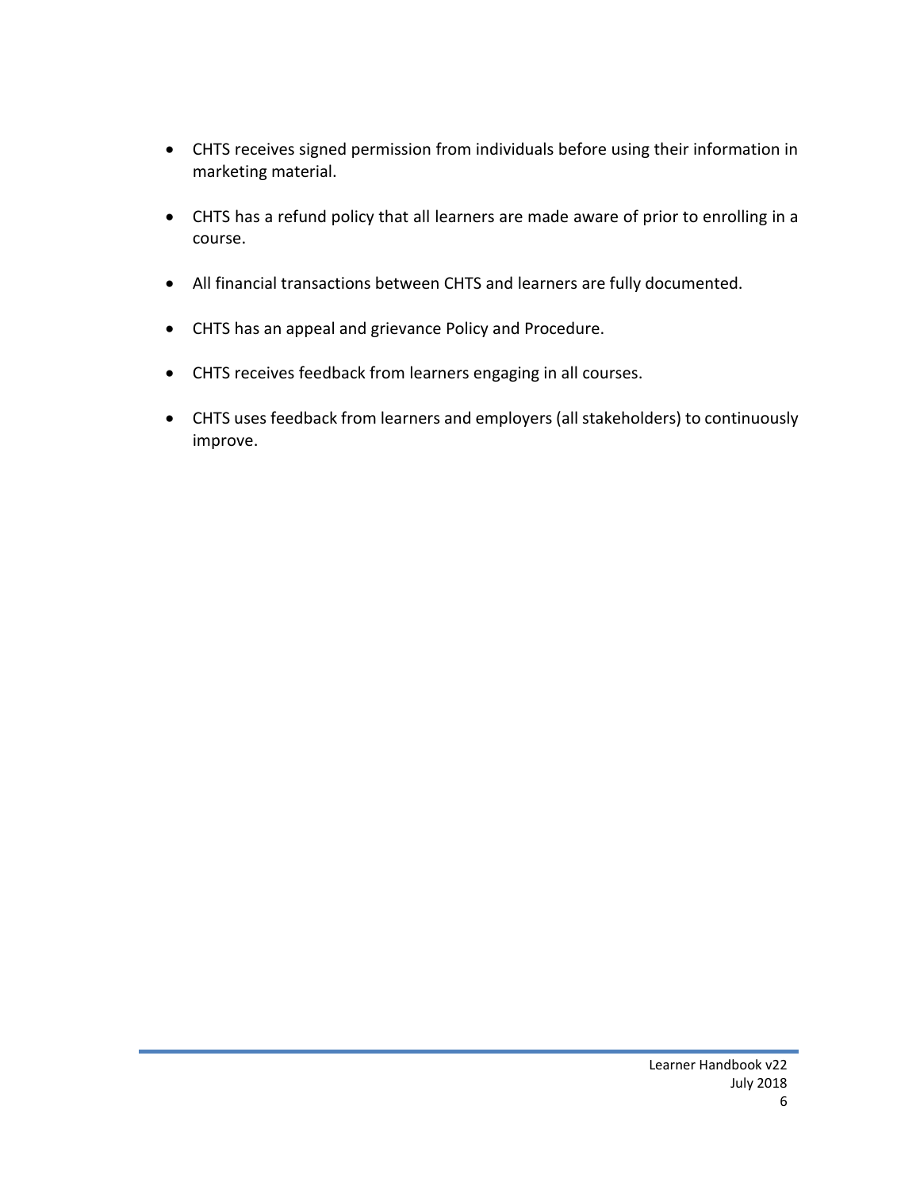- CHTS receives signed permission from individuals before using their information in marketing material.
- CHTS has a refund policy that all learners are made aware of prior to enrolling in a course.
- All financial transactions between CHTS and learners are fully documented.
- CHTS has an appeal and grievance Policy and Procedure.
- CHTS receives feedback from learners engaging in all courses.
- CHTS uses feedback from learners and employers (all stakeholders) to continuously improve.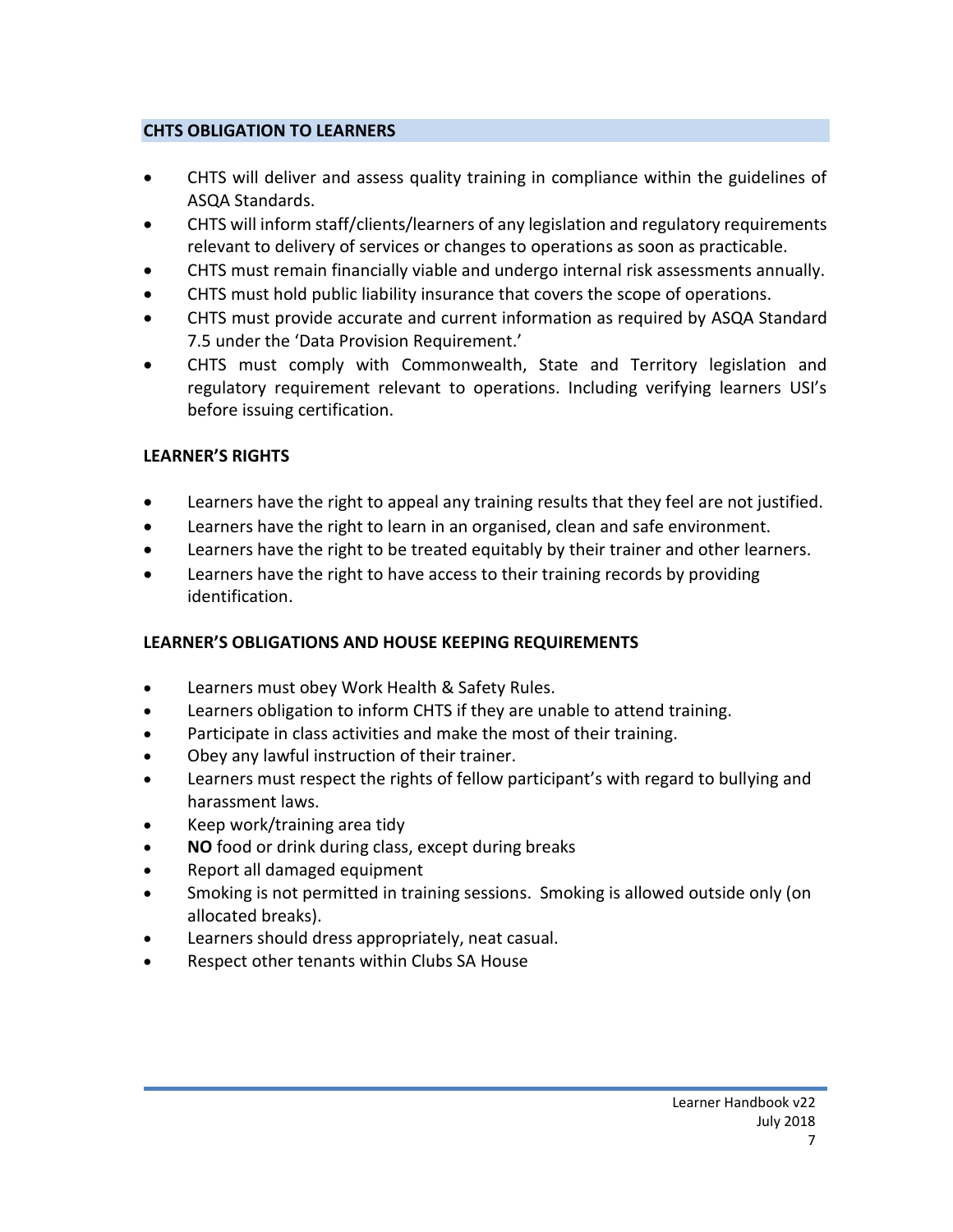## CHTS OBLIGATION TO LEARNERS

- CHTS will deliver and assess quality training in compliance within the guidelines of ASQA Standards.
- CHTS will inform staff/clients/learners of any legislation and regulatory requirements relevant to delivery of services or changes to operations as soon as practicable.
- CHTS must remain financially viable and undergo internal risk assessments annually.
- CHTS must hold public liability insurance that covers the scope of operations.
- CHTS must provide accurate and current information as required by ASQA Standard 7.5 under the 'Data Provision Requirement.'
- CHTS must comply with Commonwealth, State and Territory legislation and regulatory requirement relevant to operations. Including verifying learners USI's before issuing certification.

## LEARNER'S RIGHTS

- Learners have the right to appeal any training results that they feel are not justified.
- Learners have the right to learn in an organised, clean and safe environment.
- Learners have the right to be treated equitably by their trainer and other learners.
- Learners have the right to have access to their training records by providing identification.

## LEARNER'S OBLIGATIONS AND HOUSE KEEPING REQUIREMENTS

- Learners must obey Work Health & Safety Rules.
- Learners obligation to inform CHTS if they are unable to attend training.
- Participate in class activities and make the most of their training.
- Obey any lawful instruction of their trainer.
- Learners must respect the rights of fellow participant's with regard to bullying and harassment laws.
- Keep work/training area tidy
- **NO** food or drink during class, except during breaks
- Report all damaged equipment
- Smoking is not permitted in training sessions. Smoking is allowed outside only (on allocated breaks).
- Learners should dress appropriately, neat casual.
- Respect other tenants within Clubs SA House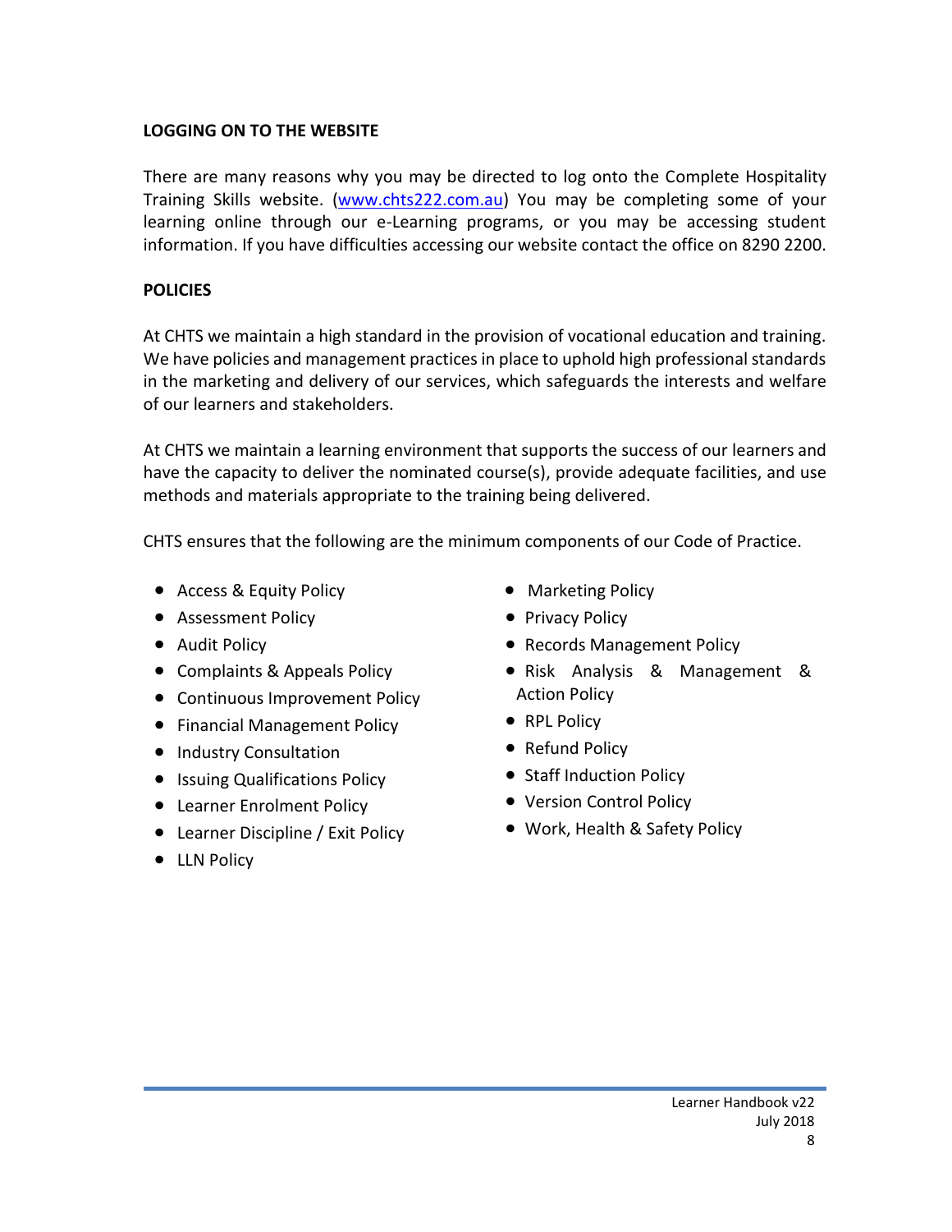## LOGGING ON TO THE WEBSITE

There are many reasons why you may be directed to log onto the Complete Hospitality Training Skills website. (www.chts222.com.au) You may be completing some of your learning online through our e-Learning programs, or you may be accessing student information. If you have difficulties accessing our website contact the office on 8290 2200.

## POLICIES

At CHTS we maintain a high standard in the provision of vocational education and training. We have policies and management practices in place to uphold high professional standards in the marketing and delivery of our services, which safeguards the interests and welfare of our learners and stakeholders.

At CHTS we maintain a learning environment that supports the success of our learners and have the capacity to deliver the nominated course(s), provide adequate facilities, and use methods and materials appropriate to the training being delivered.

CHTS ensures that the following are the minimum components of our Code of Practice.

- Access & Equity Policy
- Assessment Policy
- Audit Policy
- Complaints & Appeals Policy
- Continuous Improvement Policy
- Financial Management Policy
- Industry Consultation
- Issuing Qualifications Policy
- Learner Enrolment Policy
- Learner Discipline / Exit Policy
- LLN Policy
- Marketing Policy
- Privacy Policy
- Records Management Policy
- Risk Analysis & Management & Action Policy
- RPL Policy
- Refund Policy
- Staff Induction Policy
- Version Control Policy
- Work, Health & Safety Policy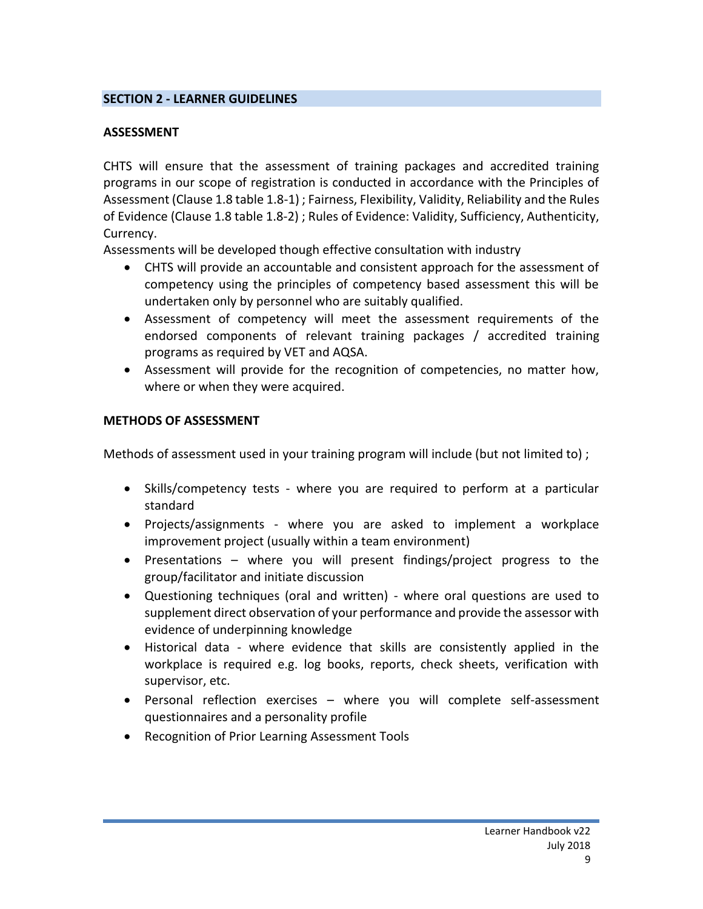## SECTION 2 - LEARNER GUIDELINES

### ASSESSMENT

CHTS will ensure that the assessment of training packages and accredited training programs in our scope of registration is conducted in accordance with the Principles of Assessment (Clause 1.8 table 1.8-1) ; Fairness, Flexibility, Validity, Reliability and the Rules of Evidence (Clause 1.8 table 1.8-2) ; Rules of Evidence: Validity, Sufficiency, Authenticity, Currency.

Assessments will be developed though effective consultation with industry

- CHTS will provide an accountable and consistent approach for the assessment of competency using the principles of competency based assessment this will be undertaken only by personnel who are suitably qualified.
- Assessment of competency will meet the assessment requirements of the endorsed components of relevant training packages / accredited training programs as required by VET and AQSA.
- Assessment will provide for the recognition of competencies, no matter how, where or when they were acquired.

### METHODS OF ASSESSMENT

Methods of assessment used in your training program will include (but not limited to) ;

- Skills/competency tests - where you are required to perform at a particular standard
- Projects/assignments - where you are asked to implement a workplace improvement project (usually within a team environment)
- Presentations – where you will present findings/project progress to the group/facilitator and initiate discussion
- Questioning techniques (oral and written) - where oral questions are used to supplement direct observation of your performance and provide the assessor with evidence of underpinning knowledge
- Historical data - where evidence that skills are consistently applied in the workplace is required e.g. log books, reports, check sheets, verification with supervisor, etc.
- Personal reflection exercises – where you will complete self-assessment questionnaires and a personality profile
- Recognition of Prior Learning Assessment Tools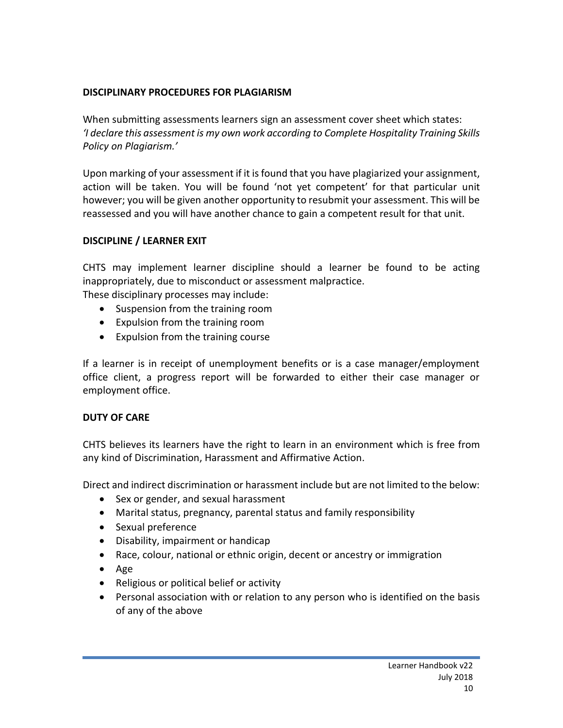**DISCIPLINARY PROCEDURES FOR PLAGIARISM**

When submitting assessments learners sign an assessment cover sheet which states: *'I declare this assessment is my own work according to Complete Hospitality Training Skills Policy on Plagiarism.'*

Upon marking of your assessment if it is found that you have plagiarized your assignment, action will be taken. You will be found 'not yet competent' for that particular unit however; you will be given another opportunity to resubmit your assessment. This will be reassessed and you will have another chance to gain a competent result for that unit.

**DISCIPLINE / LEARNER EXIT**

CHTS may implement learner discipline should a learner be found to be acting inappropriately, due to misconduct or assessment malpractice.
These disciplinary processes may include:

- Suspension from the training room
- Expulsion from the training room
- Expulsion from the training course

If a learner is in receipt of unemployment benefits or is a case manager/employment office client, a progress report will be forwarded to either their case manager or employment office.

**DUTY OF CARE**

CHTS believes its learners have the right to learn in an environment which is free from any kind of Discrimination, Harassment and Affirmative Action.

Direct and indirect discrimination or harassment include but are not limited to the below:

- Sex or gender, and sexual harassment
- Marital status, pregnancy, parental status and family responsibility
- Sexual preference
- Disability, impairment or handicap
- Race, colour, national or ethnic origin, decent or ancestry or immigration
- Age
- Religious or political belief or activity
- Personal association with or relation to any person who is identified on the basis of any of the above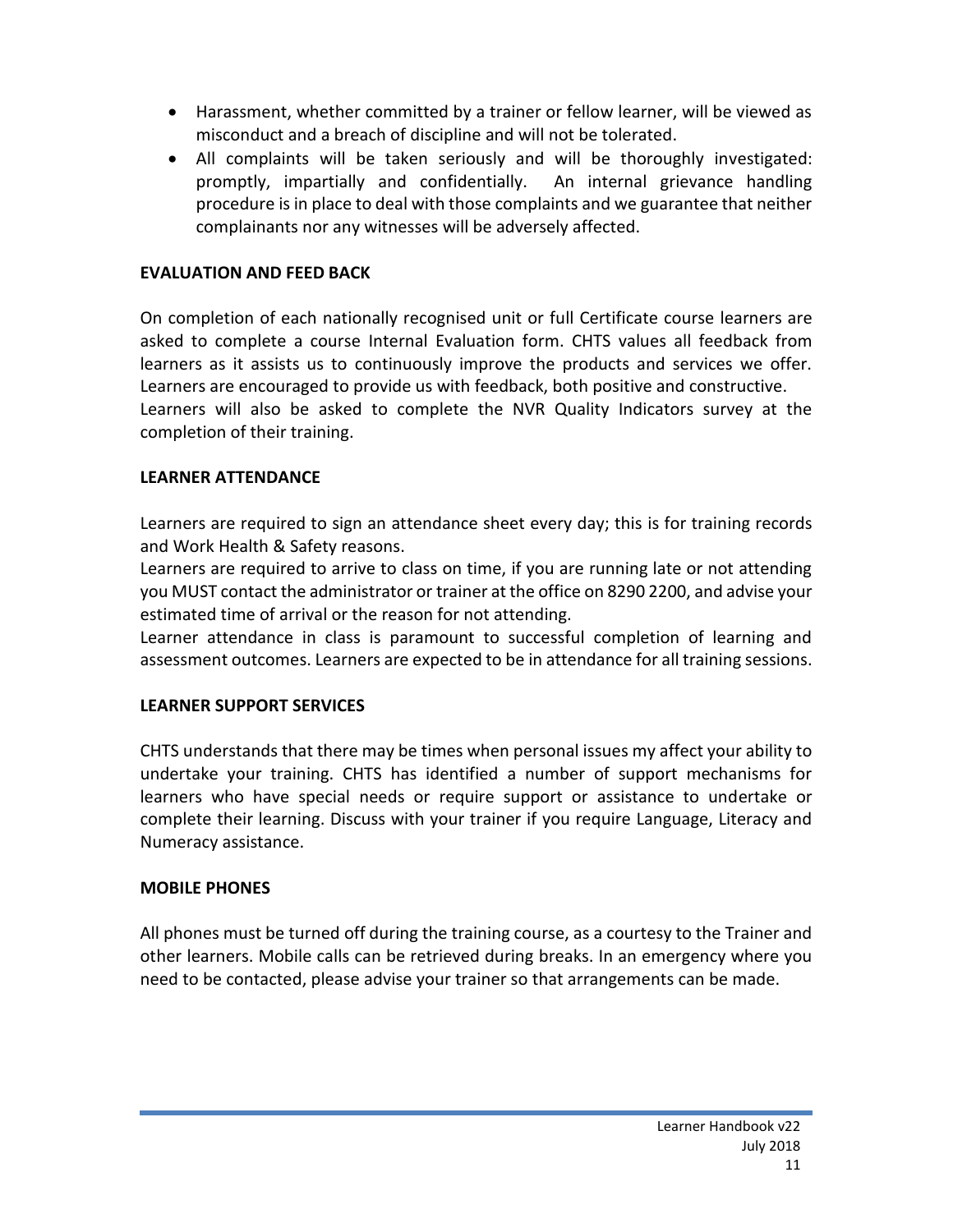- Harassment, whether committed by a trainer or fellow learner, will be viewed as misconduct and a breach of discipline and will not be tolerated.
- All complaints will be taken seriously and will be thoroughly investigated: promptly, impartially and confidentially. An internal grievance handling procedure is in place to deal with those complaints and we guarantee that neither complainants nor any witnesses will be adversely affected.

**EVALUATION AND FEED BACK**

On completion of each nationally recognised unit or full Certificate course learners are asked to complete a course Internal Evaluation form. CHTS values all feedback from learners as it assists us to continuously improve the products and services we offer. Learners are encouraged to provide us with feedback, both positive and constructive.
Learners will also be asked to complete the NVR Quality Indicators survey at the completion of their training.

**LEARNER ATTENDANCE**

Learners are required to sign an attendance sheet every day; this is for training records and Work Health & Safety reasons.
Learners are required to arrive to class on time, if you are running late or not attending you MUST contact the administrator or trainer at the office on 8290 2200, and advise your estimated time of arrival or the reason for not attending.
Learner attendance in class is paramount to successful completion of learning and assessment outcomes. Learners are expected to be in attendance for all training sessions.

**LEARNER SUPPORT SERVICES**

CHTS understands that there may be times when personal issues my affect your ability to undertake your training. CHTS has identified a number of support mechanisms for learners who have special needs or require support or assistance to undertake or complete their learning. Discuss with your trainer if you require Language, Literacy and Numeracy assistance.

**MOBILE PHONES**

All phones must be turned off during the training course, as a courtesy to the Trainer and other learners. Mobile calls can be retrieved during breaks. In an emergency where you need to be contacted, please advise your trainer so that arrangements can be made.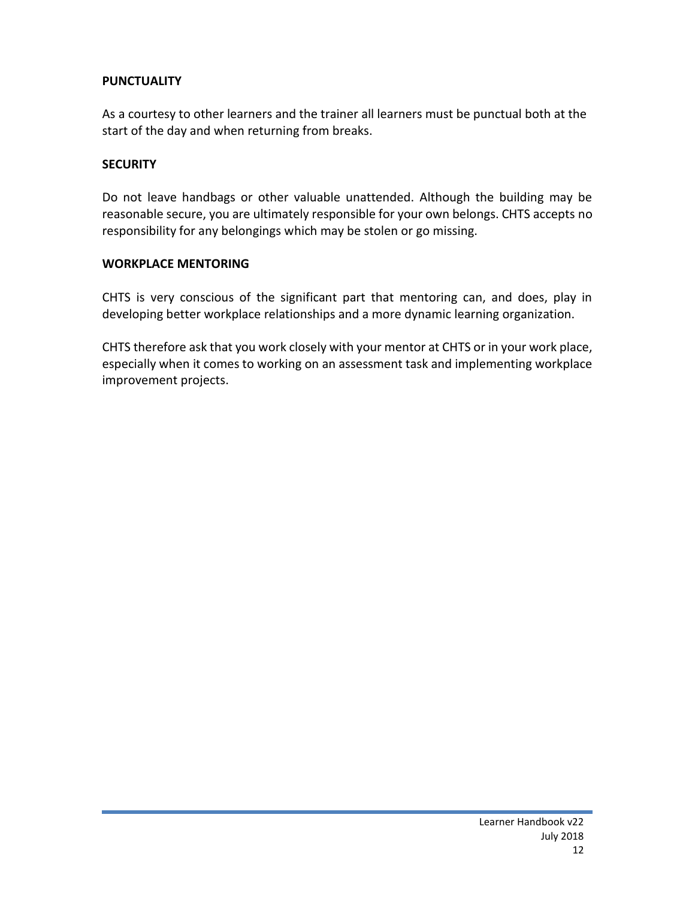**PUNCTUALITY**

As a courtesy to other learners and the trainer all learners must be punctual both at the start of the day and when returning from breaks.

**SECURITY**

Do not leave handbags or other valuable unattended. Although the building may be reasonable secure, you are ultimately responsible for your own belongs. CHTS accepts no responsibility for any belongings which may be stolen or go missing.

**WORKPLACE MENTORING**

CHTS is very conscious of the significant part that mentoring can, and does, play in developing better workplace relationships and a more dynamic learning organization.

CHTS therefore ask that you work closely with your mentor at CHTS or in your work place, especially when it comes to working on an assessment task and implementing workplace improvement projects.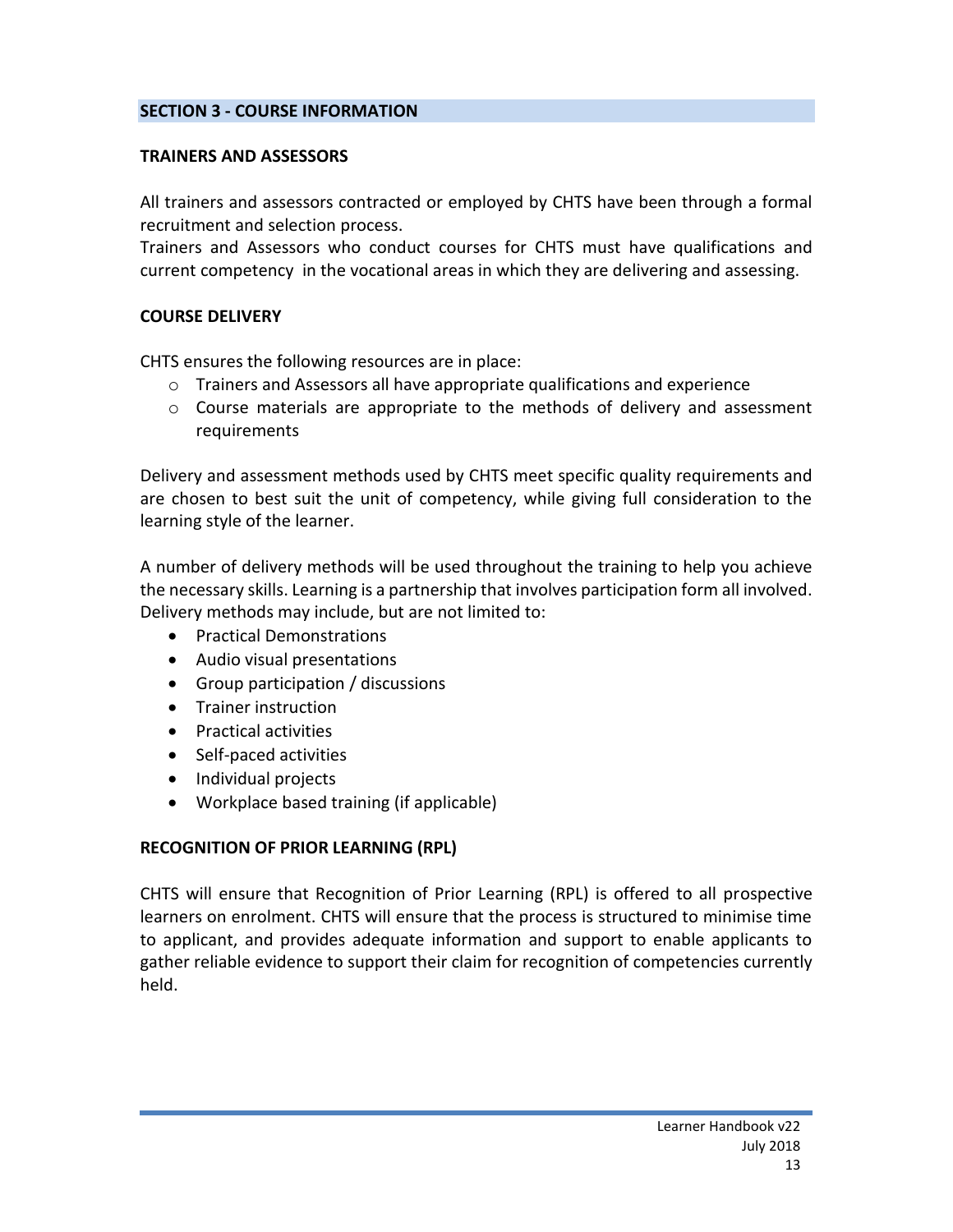## SECTION 3 - COURSE INFORMATION

### TRAINERS AND ASSESSORS

All trainers and assessors contracted or employed by CHTS have been through a formal recruitment and selection process.
Trainers and Assessors who conduct courses for CHTS must have qualifications and current competency in the vocational areas in which they are delivering and assessing.

### COURSE DELIVERY

CHTS ensures the following resources are in place:

- Trainers and Assessors all have appropriate qualifications and experience
- Course materials are appropriate to the methods of delivery and assessment requirements

Delivery and assessment methods used by CHTS meet specific quality requirements and are chosen to best suit the unit of competency, while giving full consideration to the learning style of the learner.

A number of delivery methods will be used throughout the training to help you achieve the necessary skills. Learning is a partnership that involves participation form all involved. Delivery methods may include, but are not limited to:

- Practical Demonstrations
- Audio visual presentations
- Group participation / discussions
- Trainer instruction
- Practical activities
- Self-paced activities
- Individual projects
- Workplace based training (if applicable)

### RECOGNITION OF PRIOR LEARNING (RPL)

CHTS will ensure that Recognition of Prior Learning (RPL) is offered to all prospective learners on enrolment. CHTS will ensure that the process is structured to minimise time to applicant, and provides adequate information and support to enable applicants to gather reliable evidence to support their claim for recognition of competencies currently held.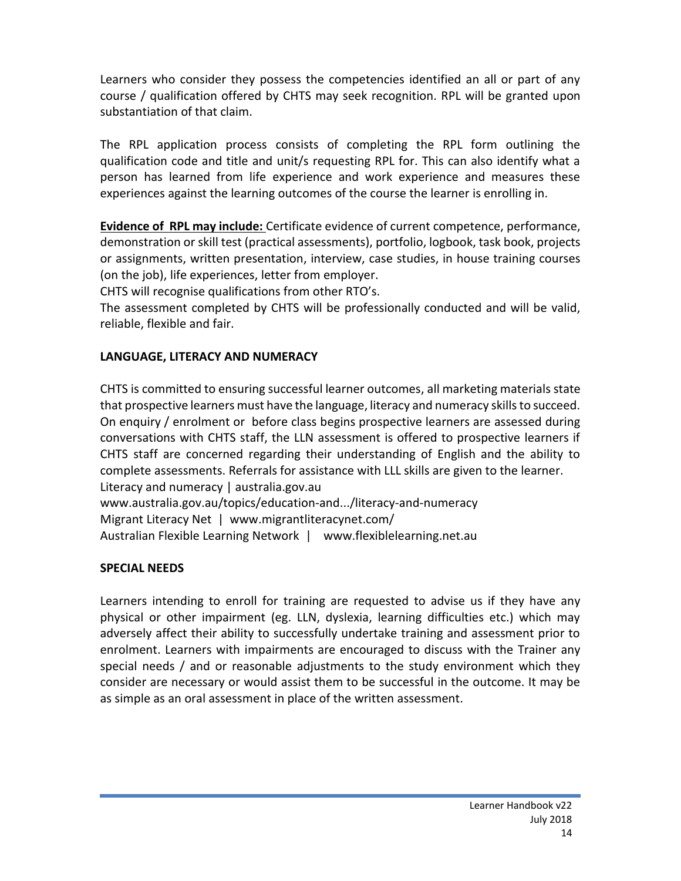Learners who consider they possess the competencies identified an all or part of any course / qualification offered by CHTS may seek recognition. RPL will be granted upon substantiation of that claim.

The RPL application process consists of completing the RPL form outlining the qualification code and title and unit/s requesting RPL for. This can also identify what a person has learned from life experience and work experience and measures these experiences against the learning outcomes of the course the learner is enrolling in.

**Evidence of RPL may include:** Certificate evidence of current competence, performance, demonstration or skill test (practical assessments), portfolio, logbook, task book, projects or assignments, written presentation, interview, case studies, in house training courses (on the job), life experiences, letter from employer.
CHTS will recognise qualifications from other RTO's.
The assessment completed by CHTS will be professionally conducted and will be valid, reliable, flexible and fair.

**LANGUAGE, LITERACY AND NUMERACY**

CHTS is committed to ensuring successful learner outcomes, all marketing materials state that prospective learners must have the language, literacy and numeracy skills to succeed. On enquiry / enrolment or before class begins prospective learners are assessed during conversations with CHTS staff, the LLN assessment is offered to prospective learners if CHTS staff are concerned regarding their understanding of English and the ability to complete assessments. Referrals for assistance with LLL skills are given to the learner.
Literacy and numeracy | australia.gov.au
www.australia.gov.au/topics/education-and.../literacy-and-numeracy
Migrant Literacy Net | www.migrantliteracynet.com/
Australian Flexible Learning Network | www.flexiblelearning.net.au

**SPECIAL NEEDS**

Learners intending to enroll for training are requested to advise us if they have any physical or other impairment (eg. LLN, dyslexia, learning difficulties etc.) which may adversely affect their ability to successfully undertake training and assessment prior to enrolment. Learners with impairments are encouraged to discuss with the Trainer any special needs / and or reasonable adjustments to the study environment which they consider are necessary or would assist them to be successful in the outcome. It may be as simple as an oral assessment in place of the written assessment.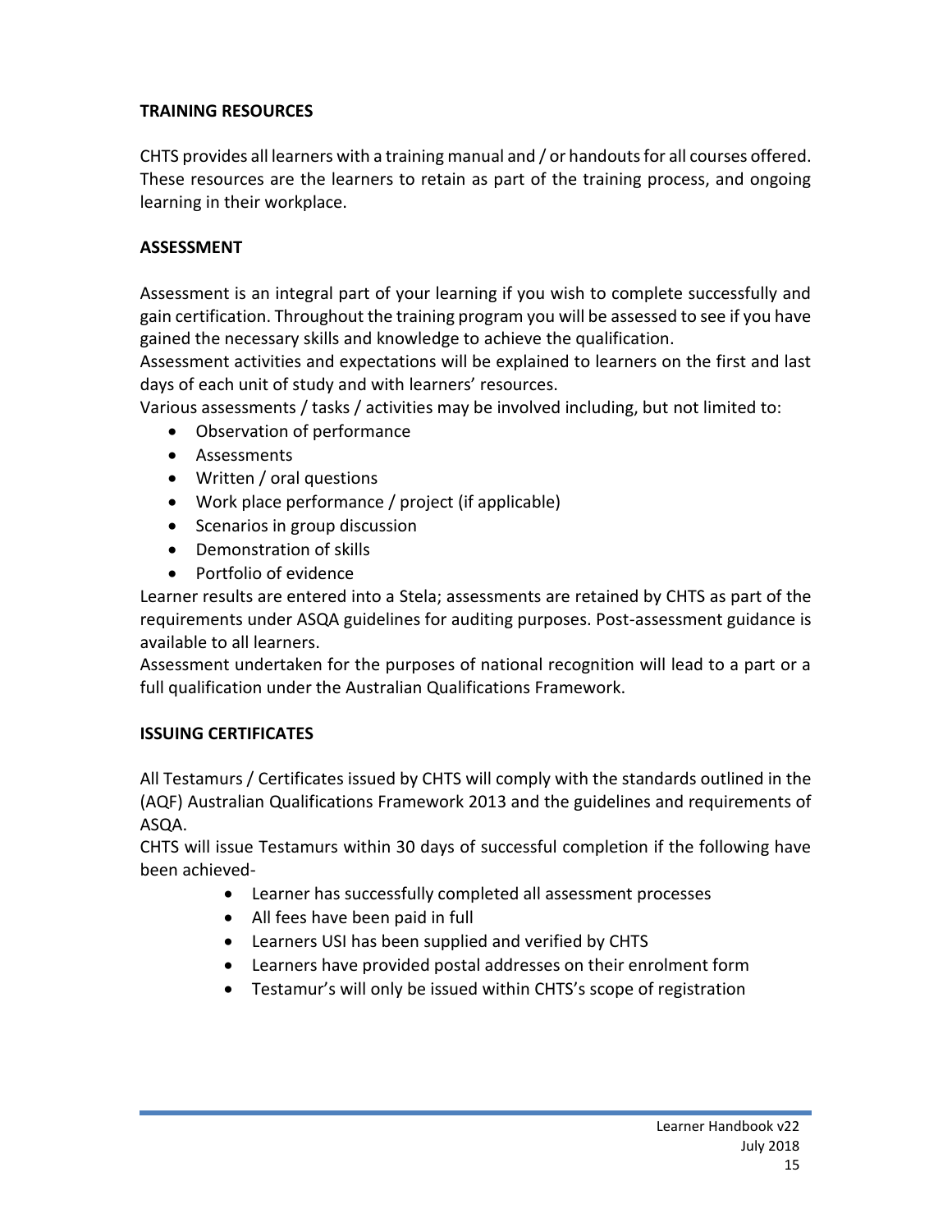## TRAINING RESOURCES

CHTS provides all learners with a training manual and / or handouts for all courses offered. These resources are the learners to retain as part of the training process, and ongoing learning in their workplace.

## ASSESSMENT

Assessment is an integral part of your learning if you wish to complete successfully and gain certification. Throughout the training program you will be assessed to see if you have gained the necessary skills and knowledge to achieve the qualification.

Assessment activities and expectations will be explained to learners on the first and last days of each unit of study and with learners' resources.

Various assessments / tasks / activities may be involved including, but not limited to:

- Observation of performance
- Assessments
- Written / oral questions
- Work place performance / project (if applicable)
- Scenarios in group discussion
- Demonstration of skills
- Portfolio of evidence

Learner results are entered into a Stela; assessments are retained by CHTS as part of the requirements under ASQA guidelines for auditing purposes. Post-assessment guidance is available to all learners.

Assessment undertaken for the purposes of national recognition will lead to a part or a full qualification under the Australian Qualifications Framework.

## ISSUING CERTIFICATES

All Testamurs / Certificates issued by CHTS will comply with the standards outlined in the (AQF) Australian Qualifications Framework 2013 and the guidelines and requirements of ASQA.

CHTS will issue Testamurs within 30 days of successful completion if the following have been achieved-

- Learner has successfully completed all assessment processes
- All fees have been paid in full
- Learners USI has been supplied and verified by CHTS
- Learners have provided postal addresses on their enrolment form
- Testamur's will only be issued within CHTS's scope of registration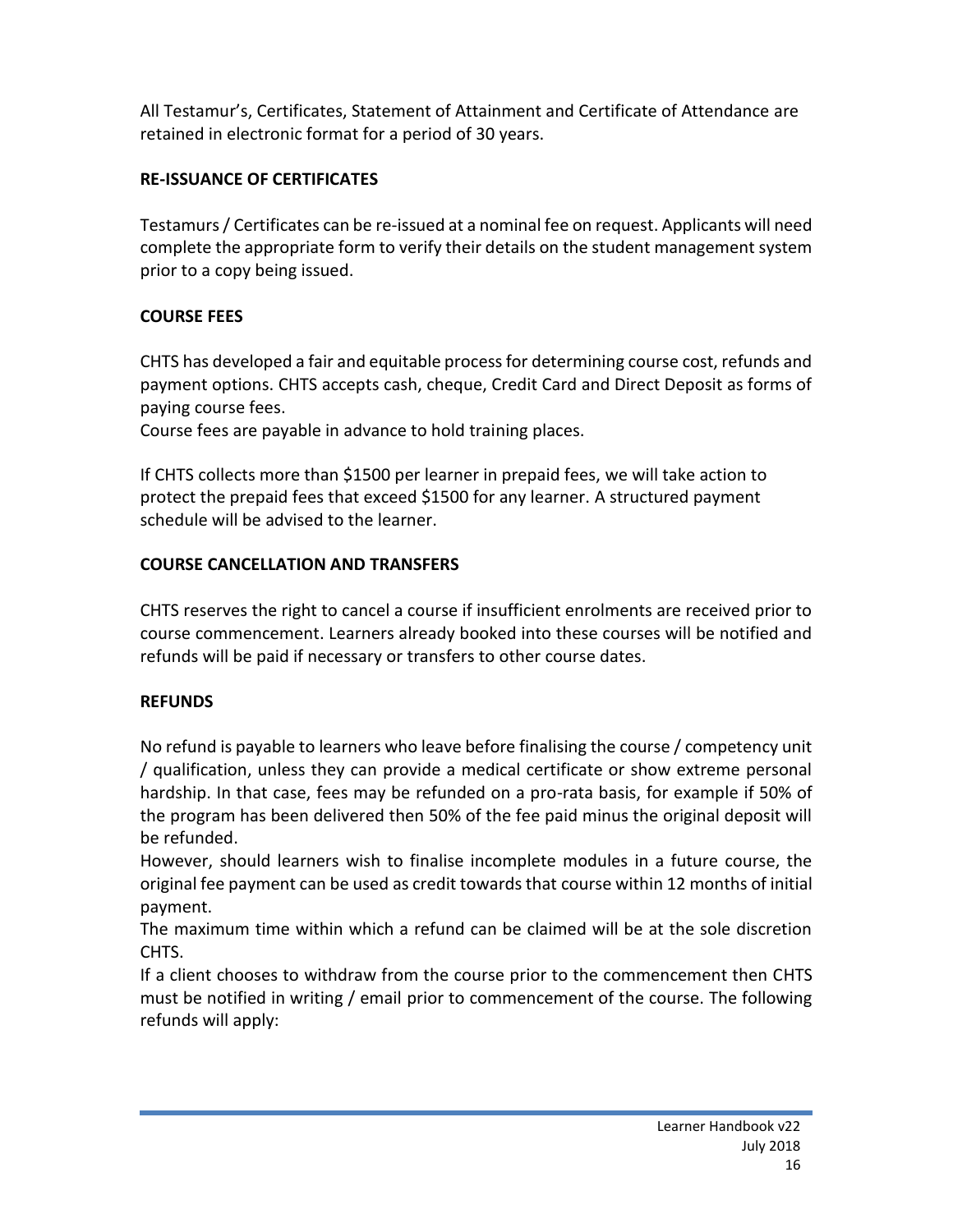All Testamur's, Certificates, Statement of Attainment and Certificate of Attendance are retained in electronic format for a period of 30 years.

## RE-ISSUANCE OF CERTIFICATES

Testamurs / Certificates can be re-issued at a nominal fee on request. Applicants will need complete the appropriate form to verify their details on the student management system prior to a copy being issued.

## COURSE FEES

CHTS has developed a fair and equitable process for determining course cost, refunds and payment options. CHTS accepts cash, cheque, Credit Card and Direct Deposit as forms of paying course fees.
Course fees are payable in advance to hold training places.

If CHTS collects more than $1500 per learner in prepaid fees, we will take action to protect the prepaid fees that exceed $1500 for any learner. A structured payment schedule will be advised to the learner.

## COURSE CANCELLATION AND TRANSFERS

CHTS reserves the right to cancel a course if insufficient enrolments are received prior to course commencement. Learners already booked into these courses will be notified and refunds will be paid if necessary or transfers to other course dates.

## REFUNDS

No refund is payable to learners who leave before finalising the course / competency unit / qualification, unless they can provide a medical certificate or show extreme personal hardship. In that case, fees may be refunded on a pro-rata basis, for example if 50% of the program has been delivered then 50% of the fee paid minus the original deposit will be refunded.
However, should learners wish to finalise incomplete modules in a future course, the original fee payment can be used as credit towards that course within 12 months of initial payment.
The maximum time within which a refund can be claimed will be at the sole discretion CHTS.
If a client chooses to withdraw from the course prior to the commencement then CHTS must be notified in writing / email prior to commencement of the course. The following refunds will apply: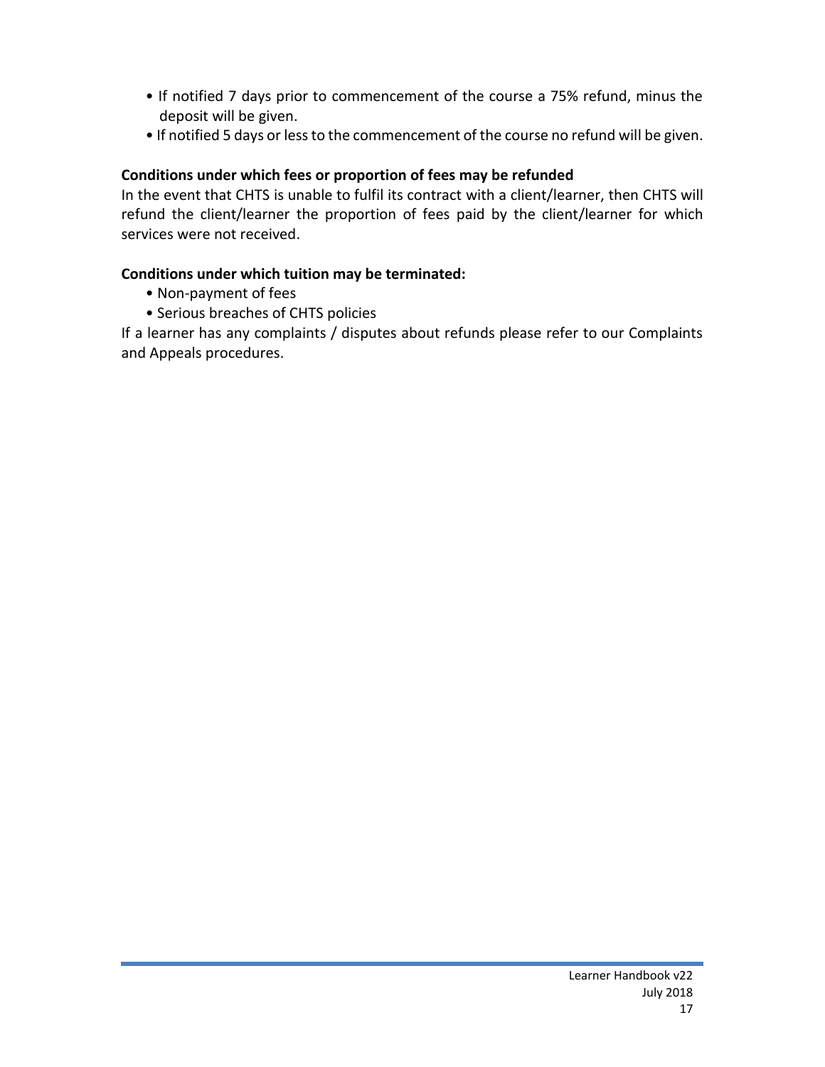- If notified 7 days prior to commencement of the course a 75% refund, minus the deposit will be given.
- If notified 5 days or less to the commencement of the course no refund will be given.

**Conditions under which fees or proportion of fees may be refunded**

In the event that CHTS is unable to fulfil its contract with a client/learner, then CHTS will refund the client/learner the proportion of fees paid by the client/learner for which services were not received.

**Conditions under which tuition may be terminated:**

- Non-payment of fees
- Serious breaches of CHTS policies

If a learner has any complaints / disputes about refunds please refer to our Complaints and Appeals procedures.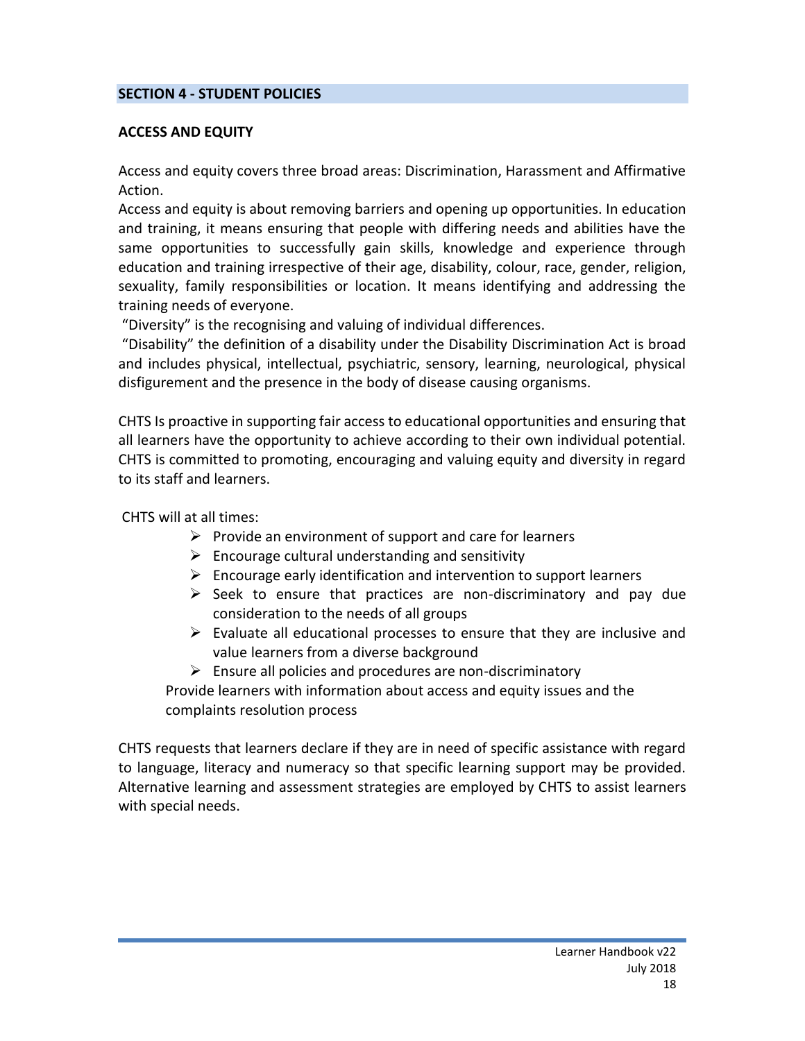## SECTION 4 - STUDENT POLICIES

### ACCESS AND EQUITY

Access and equity covers three broad areas: Discrimination, Harassment and Affirmative Action.
Access and equity is about removing barriers and opening up opportunities. In education and training, it means ensuring that people with differing needs and abilities have the same opportunities to successfully gain skills, knowledge and experience through education and training irrespective of their age, disability, colour, race, gender, religion, sexuality, family responsibilities or location. It means identifying and addressing the training needs of everyone.
"Diversity" is the recognising and valuing of individual differences.
"Disability" the definition of a disability under the Disability Discrimination Act is broad and includes physical, intellectual, psychiatric, sensory, learning, neurological, physical disfigurement and the presence in the body of disease causing organisms.

CHTS Is proactive in supporting fair access to educational opportunities and ensuring that all learners have the opportunity to achieve according to their own individual potential. CHTS is committed to promoting, encouraging and valuing equity and diversity in regard to its staff and learners.

CHTS will at all times:

- Provide an environment of support and care for learners
- Encourage cultural understanding and sensitivity
- Encourage early identification and intervention to support learners
- Seek to ensure that practices are non-discriminatory and pay due consideration to the needs of all groups
- Evaluate all educational processes to ensure that they are inclusive and value learners from a diverse background
- Ensure all policies and procedures are non-discriminatory

Provide learners with information about access and equity issues and the complaints resolution process

CHTS requests that learners declare if they are in need of specific assistance with regard to language, literacy and numeracy so that specific learning support may be provided. Alternative learning and assessment strategies are employed by CHTS to assist learners with special needs.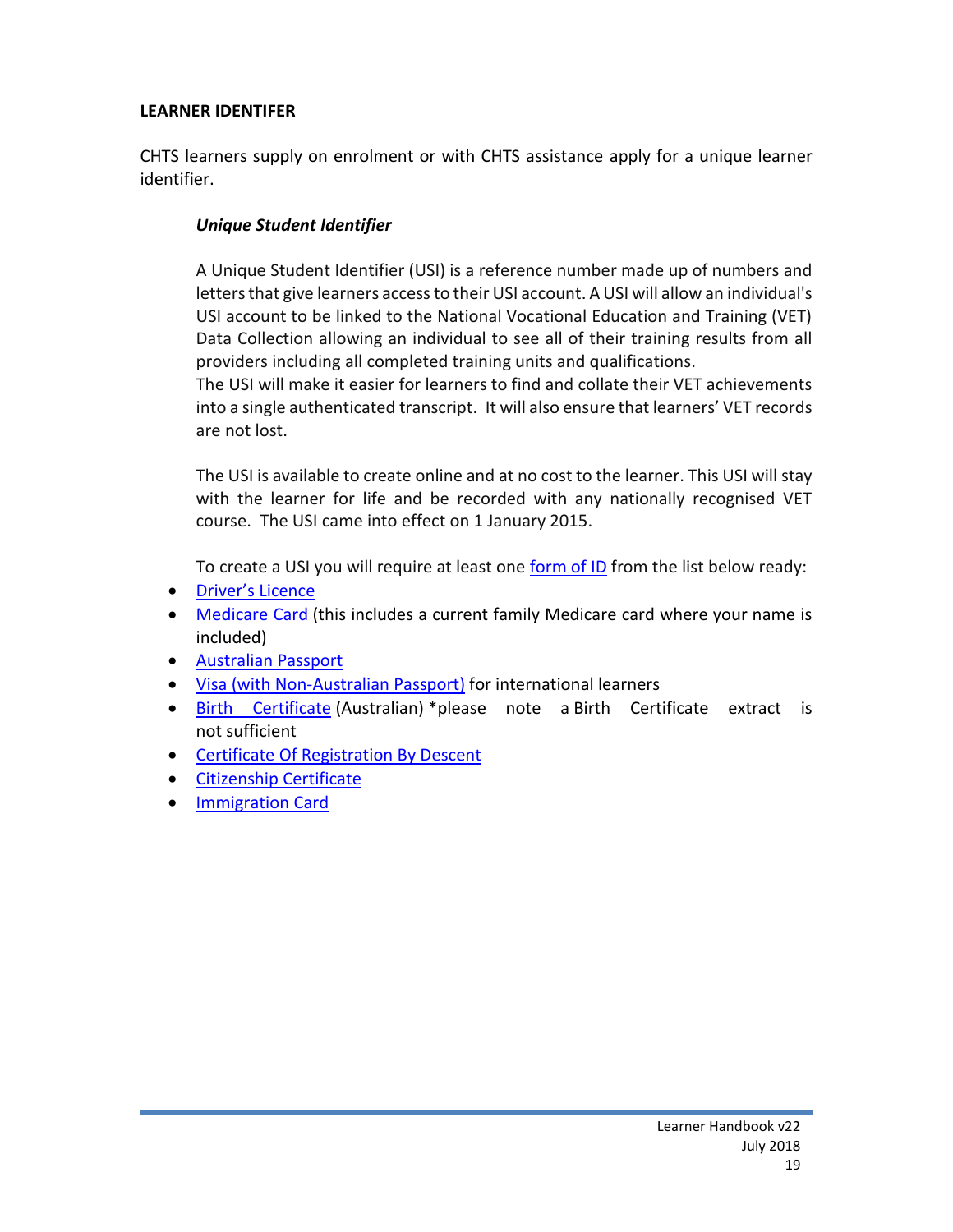**LEARNER IDENTIFER**

CHTS learners supply on enrolment or with CHTS assistance apply for a unique learner identifier.

***Unique Student Identifier***

A Unique Student Identifier (USI) is a reference number made up of numbers and letters that give learners access to their USI account. A USI will allow an individual's USI account to be linked to the National Vocational Education and Training (VET) Data Collection allowing an individual to see all of their training results from all providers including all completed training units and qualifications.
The USI will make it easier for learners to find and collate their VET achievements into a single authenticated transcript. It will also ensure that learners' VET records are not lost.

The USI is available to create online and at no cost to the learner. This USI will stay with the learner for life and be recorded with any nationally recognised VET course. The USI came into effect on 1 January 2015.

To create a USI you will require at least one form of ID from the list below ready:

- Driver's Licence
- Medicare Card (this includes a current family Medicare card where your name is included)
- Australian Passport
- Visa (with Non-Australian Passport) for international learners
- Birth Certificate (Australian) *please note a Birth Certificate extract is not sufficient
- Certificate Of Registration By Descent
- Citizenship Certificate
- Immigration Card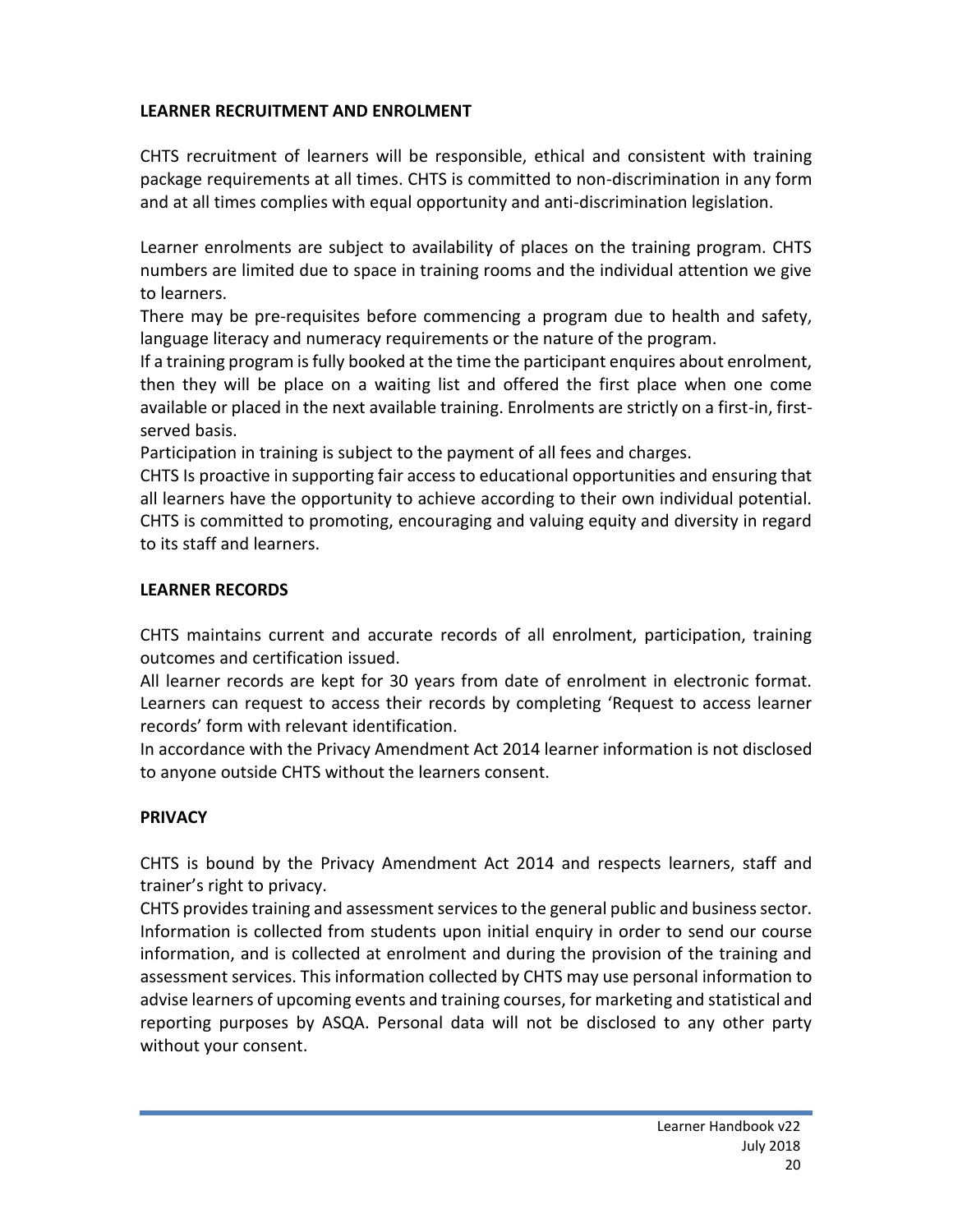**LEARNER RECRUITMENT AND ENROLMENT**

CHTS recruitment of learners will be responsible, ethical and consistent with training package requirements at all times. CHTS is committed to non-discrimination in any form and at all times complies with equal opportunity and anti-discrimination legislation.

Learner enrolments are subject to availability of places on the training program. CHTS numbers are limited due to space in training rooms and the individual attention we give to learners.

There may be pre-requisites before commencing a program due to health and safety, language literacy and numeracy requirements or the nature of the program.

If a training program is fully booked at the time the participant enquires about enrolment, then they will be place on a waiting list and offered the first place when one come available or placed in the next available training. Enrolments are strictly on a first-in, first-served basis.

Participation in training is subject to the payment of all fees and charges.

CHTS Is proactive in supporting fair access to educational opportunities and ensuring that all learners have the opportunity to achieve according to their own individual potential. CHTS is committed to promoting, encouraging and valuing equity and diversity in regard to its staff and learners.

**LEARNER RECORDS**

CHTS maintains current and accurate records of all enrolment, participation, training outcomes and certification issued.

All learner records are kept for 30 years from date of enrolment in electronic format. Learners can request to access their records by completing 'Request to access learner records' form with relevant identification.

In accordance with the Privacy Amendment Act 2014 learner information is not disclosed to anyone outside CHTS without the learners consent.

**PRIVACY**

CHTS is bound by the Privacy Amendment Act 2014 and respects learners, staff and trainer's right to privacy.

CHTS provides training and assessment services to the general public and business sector. Information is collected from students upon initial enquiry in order to send our course information, and is collected at enrolment and during the provision of the training and assessment services. This information collected by CHTS may use personal information to advise learners of upcoming events and training courses, for marketing and statistical and reporting purposes by ASQA. Personal data will not be disclosed to any other party without your consent.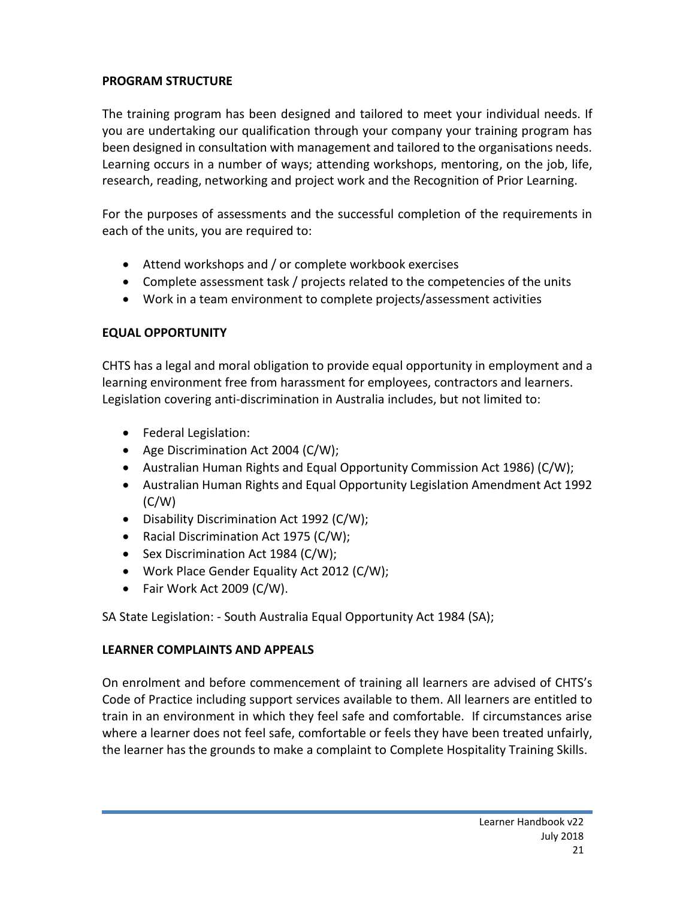## PROGRAM STRUCTURE

The training program has been designed and tailored to meet your individual needs. If you are undertaking our qualification through your company your training program has been designed in consultation with management and tailored to the organisations needs. Learning occurs in a number of ways; attending workshops, mentoring, on the job, life, research, reading, networking and project work and the Recognition of Prior Learning.

For the purposes of assessments and the successful completion of the requirements in each of the units, you are required to:

- Attend workshops and / or complete workbook exercises
- Complete assessment task / projects related to the competencies of the units
- Work in a team environment to complete projects/assessment activities

## EQUAL OPPORTUNITY

CHTS has a legal and moral obligation to provide equal opportunity in employment and a learning environment free from harassment for employees, contractors and learners. Legislation covering anti-discrimination in Australia includes, but not limited to:

- Federal Legislation:
- Age Discrimination Act 2004 (C/W);
- Australian Human Rights and Equal Opportunity Commission Act 1986) (C/W);
- Australian Human Rights and Equal Opportunity Legislation Amendment Act 1992 (C/W)
- Disability Discrimination Act 1992 (C/W);
- Racial Discrimination Act 1975 (C/W);
- Sex Discrimination Act 1984 (C/W);
- Work Place Gender Equality Act 2012 (C/W);
- Fair Work Act 2009 (C/W).

SA State Legislation: - South Australia Equal Opportunity Act 1984 (SA);

## LEARNER COMPLAINTS AND APPEALS

On enrolment and before commencement of training all learners are advised of CHTS's Code of Practice including support services available to them. All learners are entitled to train in an environment in which they feel safe and comfortable. If circumstances arise where a learner does not feel safe, comfortable or feels they have been treated unfairly, the learner has the grounds to make a complaint to Complete Hospitality Training Skills.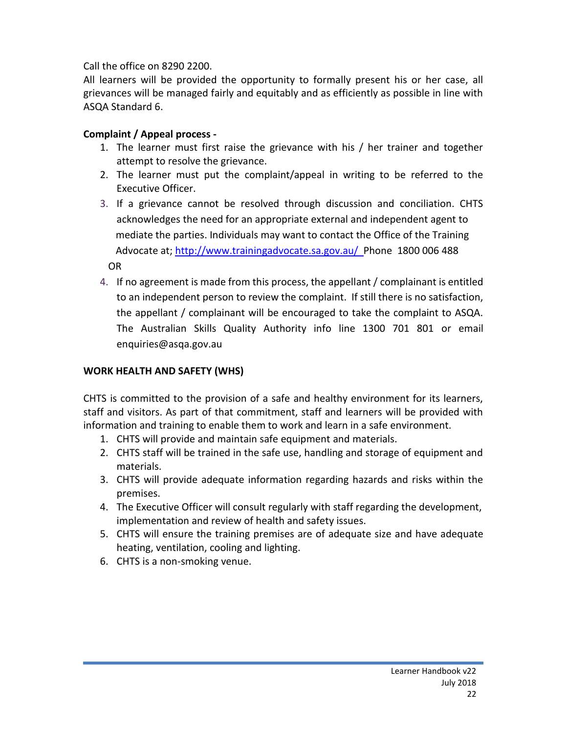Call the office on 8290 2200.

All learners will be provided the opportunity to formally present his or her case, all grievances will be managed fairly and equitably and as efficiently as possible in line with ASQA Standard 6.

**Complaint / Appeal process -**

1. The learner must first raise the grievance with his / her trainer and together attempt to resolve the grievance.
2. The learner must put the complaint/appeal in writing to be referred to the Executive Officer.
3. If a grievance cannot be resolved through discussion and conciliation. CHTS acknowledges the need for an appropriate external and independent agent to mediate the parties. Individuals may want to contact the Office of the Training Advocate at; [http://www.trainingadvocate.sa.gov.au/](http://www.trainingadvocate.sa.gov.au/) Phone 1800 006 488

   OR

4. If no agreement is made from this process, the appellant / complainant is entitled to an independent person to review the complaint. If still there is no satisfaction, the appellant / complainant will be encouraged to take the complaint to ASQA. The Australian Skills Quality Authority info line 1300 701 801 or email enquiries@asqa.gov.au

**WORK HEALTH AND SAFETY (WHS)**

CHTS is committed to the provision of a safe and healthy environment for its learners, staff and visitors. As part of that commitment, staff and learners will be provided with information and training to enable them to work and learn in a safe environment.

1. CHTS will provide and maintain safe equipment and materials.
2. CHTS staff will be trained in the safe use, handling and storage of equipment and materials.
3. CHTS will provide adequate information regarding hazards and risks within the premises.
4. The Executive Officer will consult regularly with staff regarding the development, implementation and review of health and safety issues.
5. CHTS will ensure the training premises are of adequate size and have adequate heating, ventilation, cooling and lighting.
6. CHTS is a non-smoking venue.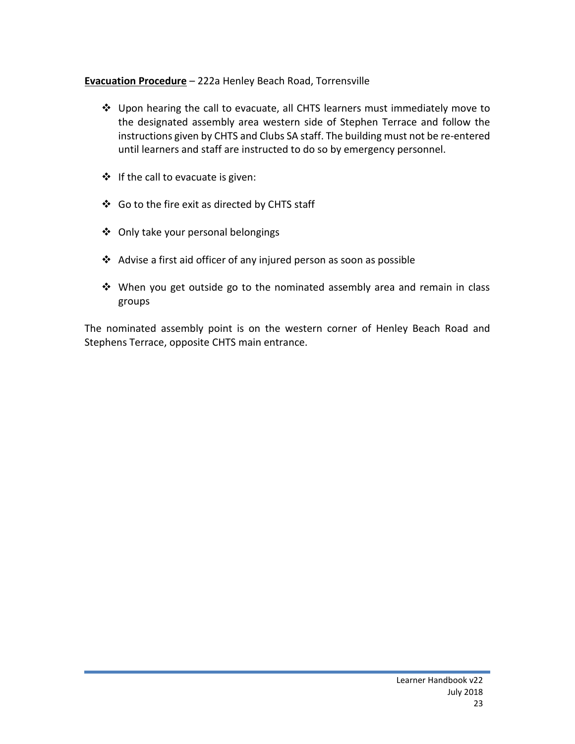**<u>Evacuation Procedure</u>** – 222a Henley Beach Road, Torrensville

- Upon hearing the call to evacuate, all CHTS learners must immediately move to the designated assembly area western side of Stephen Terrace and follow the instructions given by CHTS and Clubs SA staff. The building must not be re-entered until learners and staff are instructed to do so by emergency personnel.

- If the call to evacuate is given:

- Go to the fire exit as directed by CHTS staff

- Only take your personal belongings

- Advise a first aid officer of any injured person as soon as possible

- When you get outside go to the nominated assembly area and remain in class groups

The nominated assembly point is on the western corner of Henley Beach Road and Stephens Terrace, opposite CHTS main entrance.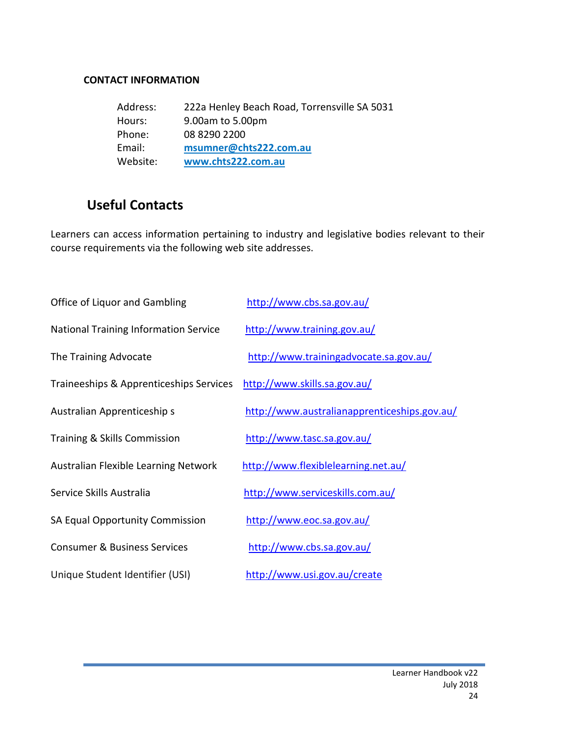**CONTACT INFORMATION**

| | |
|---|---|
| Address: | 222a Henley Beach Road, Torrensville SA 5031 |
| Hours: | 9.00am to 5.00pm |
| Phone: | 08 8290 2200 |
| Email: | **msumner@chts222.com.au** |
| Website: | **www.chts222.com.au** |

## Useful Contacts

Learners can access information pertaining to industry and legislative bodies relevant to their course requirements via the following web site addresses.

| | |
|---|---|
| Office of Liquor and Gambling | http://www.cbs.sa.gov.au/ |
| National Training Information Service | http://www.training.gov.au/ |
| The Training Advocate | http://www.trainingadvocate.sa.gov.au/ |
| Traineeships & Apprenticeships Services | http://www.skills.sa.gov.au/ |
| Australian Apprenticeship s | http://www.australianapprenticeships.gov.au/ |
| Training & Skills Commission | http://www.tasc.sa.gov.au/ |
| Australian Flexible Learning Network | http://www.flexiblelearning.net.au/ |
| Service Skills Australia | http://www.serviceskills.com.au/ |
| SA Equal Opportunity Commission | http://www.eoc.sa.gov.au/ |
| Consumer & Business Services | http://www.cbs.sa.gov.au/ |
| Unique Student Identifier (USI) | http://www.usi.gov.au/create |

Learner Handbook v22
July 2018